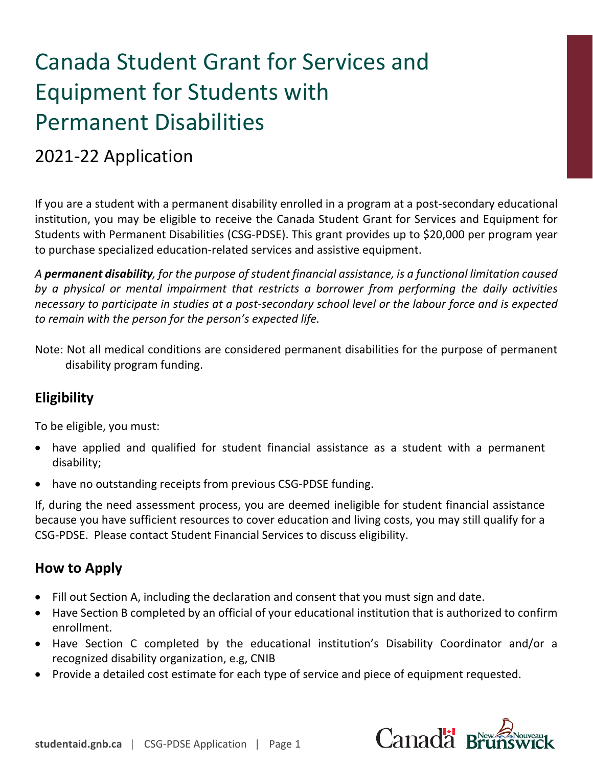# Canada Student Grant for Services and Equipment for Students with Permanent Disabilities

## 2021-22 Application

If you are a student with a permanent disability enrolled in a program at a post-secondary educational institution, you may be eligible to receive the Canada Student Grant for Services and Equipment for Students with Permanent Disabilities (CSG-PDSE). This grant provides up to $20,000 per program year to purchase specialized education-related services and assistive equipment.

*A **permanent disability**, for the purpose of student financial assistance, is a functional limitation caused by a physical or mental impairment that restricts a borrower from performing the daily activities necessary to participate in studies at a post-secondary school level or the labour force and is expected to remain with the person for the person's expected life.*

Note: Not all medical conditions are considered permanent disabilities for the purpose of permanent disability program funding.

## Eligibility

To be eligible, you must:

- have applied and qualified for student financial assistance as a student with a permanent disability;
- have no outstanding receipts from previous CSG-PDSE funding.

If, during the need assessment process, you are deemed ineligible for student financial assistance because you have sufficient resources to cover education and living costs, you may still qualify for a CSG-PDSE. Please contact Student Financial Services to discuss eligibility.

## How to Apply

- Fill out Section A, including the declaration and consent that you must sign and date.
- Have Section B completed by an official of your educational institution that is authorized to confirm enrollment.
- Have Section C completed by the educational institution's Disability Coordinator and/or a recognized disability organization, e.g, CNIB
- Provide a detailed cost estimate for each type of service and piece of equipment requested.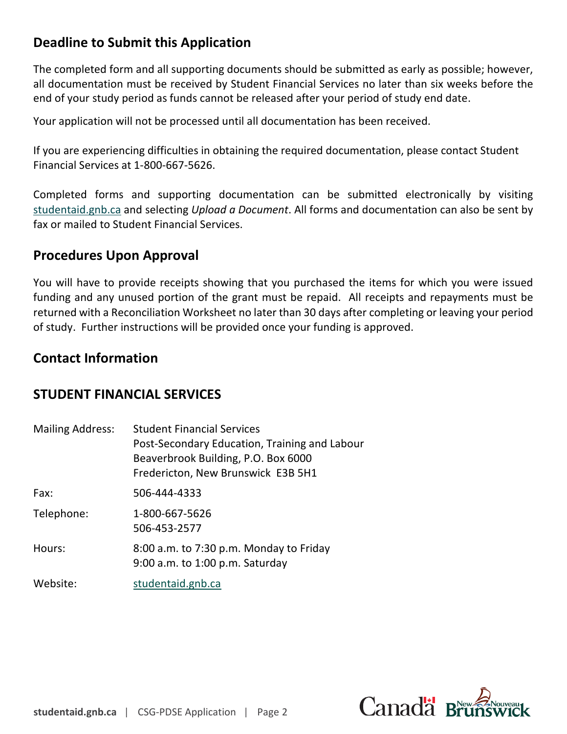## Deadline to Submit this Application

The completed form and all supporting documents should be submitted as early as possible; however, all documentation must be received by Student Financial Services no later than six weeks before the end of your study period as funds cannot be released after your period of study end date.

Your application will not be processed until all documentation has been received.

If you are experiencing difficulties in obtaining the required documentation, please contact Student Financial Services at 1-800-667-5626.

Completed forms and supporting documentation can be submitted electronically by visiting studentaid.gnb.ca and selecting *Upload a Document*. All forms and documentation can also be sent by fax or mailed to Student Financial Services.

## Procedures Upon Approval

You will have to provide receipts showing that you purchased the items for which you were issued funding and any unused portion of the grant must be repaid. All receipts and repayments must be returned with a Reconciliation Worksheet no later than 30 days after completing or leaving your period of study. Further instructions will be provided once your funding is approved.

## Contact Information

## STUDENT FINANCIAL SERVICES

| | |
|---|---|
| Mailing Address: | Student Financial Services<br>Post-Secondary Education, Training and Labour<br>Beaverbrook Building, P.O. Box 6000<br>Fredericton, New Brunswick E3B 5H1 |
| Fax: | 506-444-4333 |
| Telephone: | 1-800-667-5626<br>506-453-2577 |
| Hours: | 8:00 a.m. to 7:30 p.m. Monday to Friday<br>9:00 a.m. to 1:00 p.m. Saturday |
| Website: | studentaid.gnb.ca |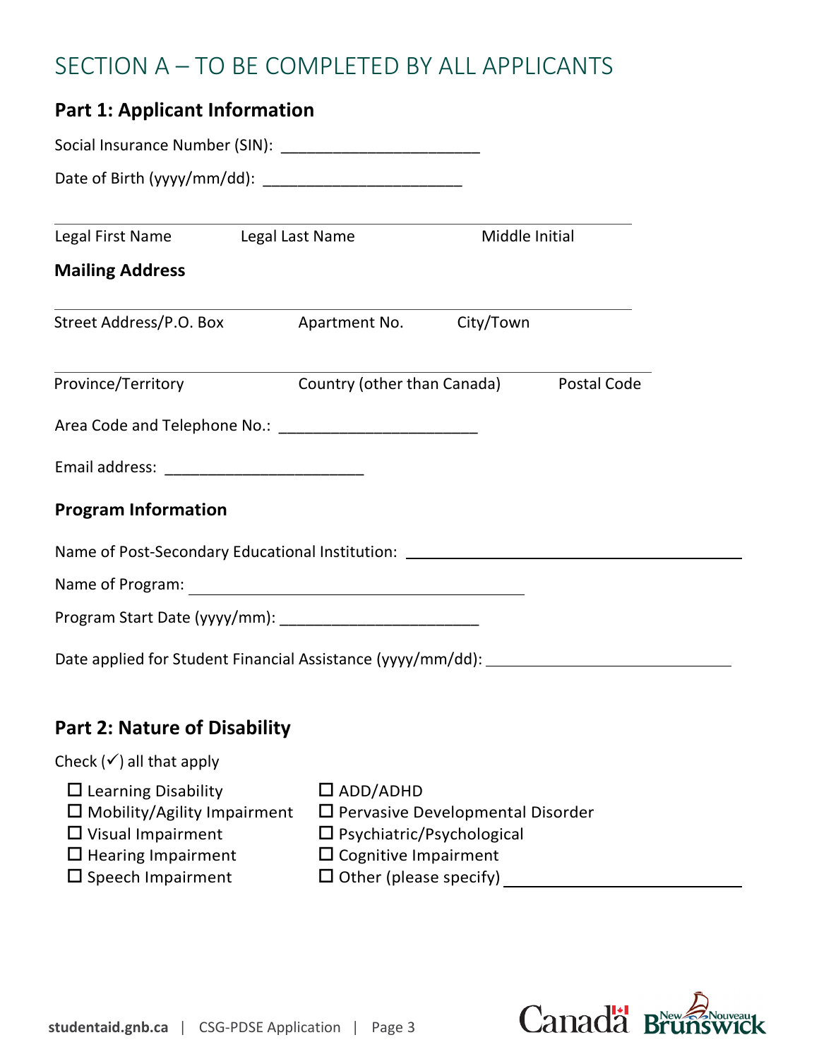# SECTION A – TO BE COMPLETED BY ALL APPLICANTS

## Part 1: Applicant Information

Social Insurance Number (SIN): ______________________

Date of Birth (yyyy/mm/dd): ______________________

______________________________________________________________

Legal First Name | Legal Last Name | Middle Initial

### Mailing Address

______________________________________________________________

Street Address/P.O. Box | Apartment No. | City/Town

______________________________________________________________

Province/Territory | Country (other than Canada) | Postal Code

Area Code and Telephone No.: ______________________

Email address: ______________________

### Program Information

Name of Post-Secondary Educational Institution: ______________________________________

Name of Program: ______________________________________

Program Start Date (yyyy/mm): ______________________

Date applied for Student Financial Assistance (yyyy/mm/dd): ______________________

## Part 2: Nature of Disability

Check (✓) all that apply

- ☐ Learning Disability
- ☐ Mobility/Agility Impairment
- ☐ Visual Impairment
- ☐ Hearing Impairment
- ☐ Speech Impairment
- ☐ ADD/ADHD
- ☐ Pervasive Developmental Disorder
- ☐ Psychiatric/Psychological
- ☐ Cognitive Impairment
- ☐ Other (please specify) ______________________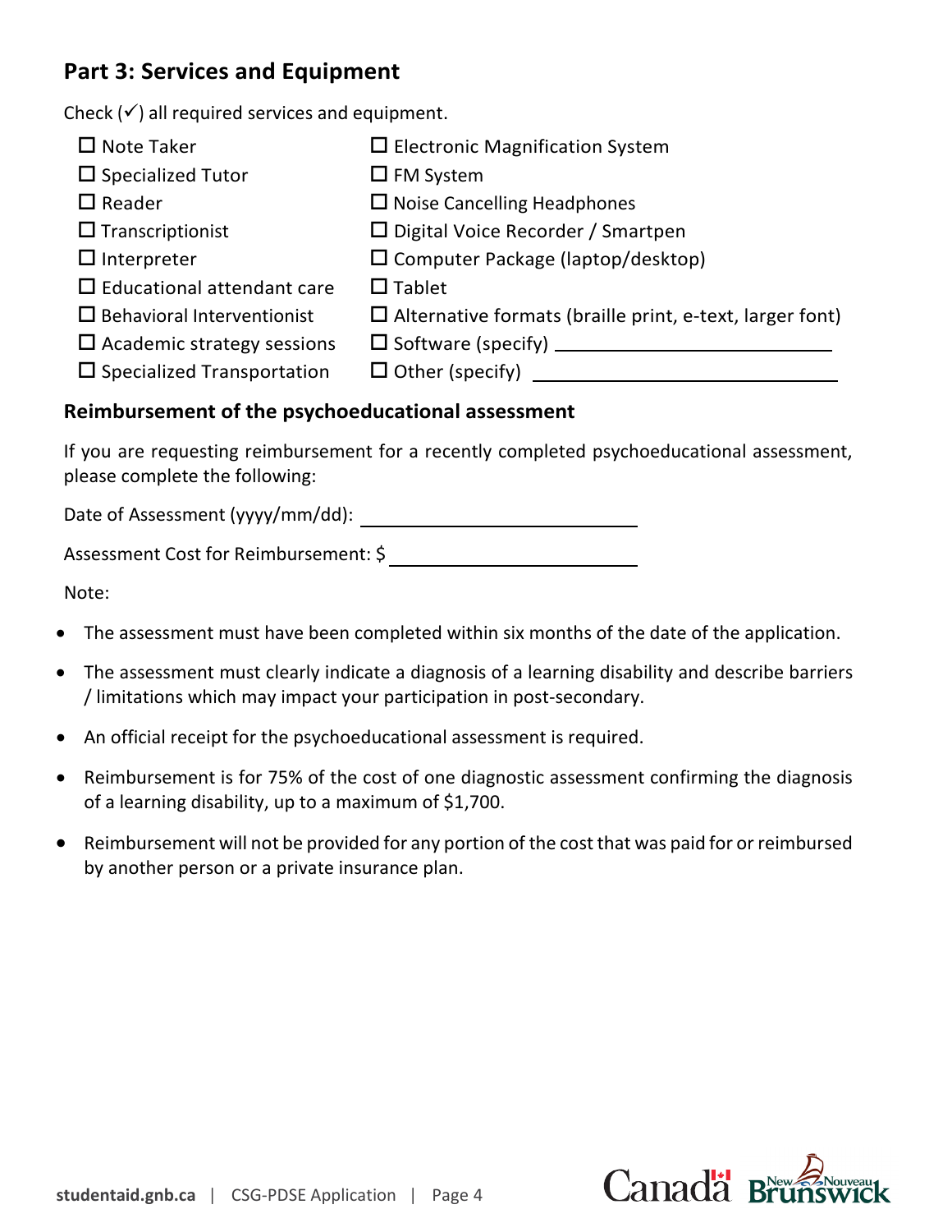## Part 3: Services and Equipment

Check (✓) all required services and equipment.

- ☐ Note Taker
- ☐ Specialized Tutor
- ☐ Reader
- ☐ Transcriptionist
- ☐ Interpreter
- ☐ Educational attendant care
- ☐ Behavioral Interventionist
- ☐ Academic strategy sessions
- ☐ Specialized Transportation
- ☐ Electronic Magnification System
- ☐ FM System
- ☐ Noise Cancelling Headphones
- ☐ Digital Voice Recorder / Smartpen
- ☐ Computer Package (laptop/desktop)
- ☐ Tablet
- ☐ Alternative formats (braille print, e-text, larger font)
- ☐ Software (specify) ______________________
- ☐ Other (specify) ______________________

### Reimbursement of the psychoeducational assessment

If you are requesting reimbursement for a recently completed psychoeducational assessment, please complete the following:

Date of Assessment (yyyy/mm/dd): ______________________

Assessment Cost for Reimbursement: $ ______________________

Note:

- The assessment must have been completed within six months of the date of the application.
- The assessment must clearly indicate a diagnosis of a learning disability and describe barriers / limitations which may impact your participation in post-secondary.
- An official receipt for the psychoeducational assessment is required.
- Reimbursement is for 75% of the cost of one diagnostic assessment confirming the diagnosis of a learning disability, up to a maximum of $1,700.
- Reimbursement will not be provided for any portion of the cost that was paid for or reimbursed by another person or a private insurance plan.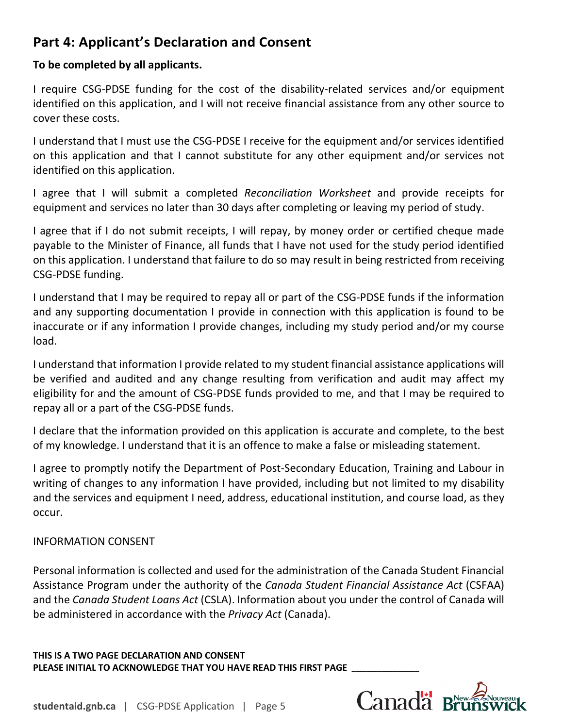## Part 4: Applicant's Declaration and Consent

**To be completed by all applicants.**

I require CSG-PDSE funding for the cost of the disability-related services and/or equipment identified on this application, and I will not receive financial assistance from any other source to cover these costs.

I understand that I must use the CSG-PDSE I receive for the equipment and/or services identified on this application and that I cannot substitute for any other equipment and/or services not identified on this application.

I agree that I will submit a completed *Reconciliation Worksheet* and provide receipts for equipment and services no later than 30 days after completing or leaving my period of study.

I agree that if I do not submit receipts, I will repay, by money order or certified cheque made payable to the Minister of Finance, all funds that I have not used for the study period identified on this application. I understand that failure to do so may result in being restricted from receiving CSG-PDSE funding.

I understand that I may be required to repay all or part of the CSG-PDSE funds if the information and any supporting documentation I provide in connection with this application is found to be inaccurate or if any information I provide changes, including my study period and/or my course load.

I understand that information I provide related to my student financial assistance applications will be verified and audited and any change resulting from verification and audit may affect my eligibility for and the amount of CSG-PDSE funds provided to me, and that I may be required to repay all or a part of the CSG-PDSE funds.

I declare that the information provided on this application is accurate and complete, to the best of my knowledge. I understand that it is an offence to make a false or misleading statement.

I agree to promptly notify the Department of Post-Secondary Education, Training and Labour in writing of changes to any information I have provided, including but not limited to my disability and the services and equipment I need, address, educational institution, and course load, as they occur.

INFORMATION CONSENT

Personal information is collected and used for the administration of the Canada Student Financial Assistance Program under the authority of the *Canada Student Financial Assistance Act* (CSFAA) and the *Canada Student Loans Act* (CSLA). Information about you under the control of Canada will be administered in accordance with the *Privacy Act* (Canada).

**THIS IS A TWO PAGE DECLARATION AND CONSENT**
**PLEASE INITIAL TO ACKNOWLEDGE THAT YOU HAVE READ THIS FIRST PAGE** _____________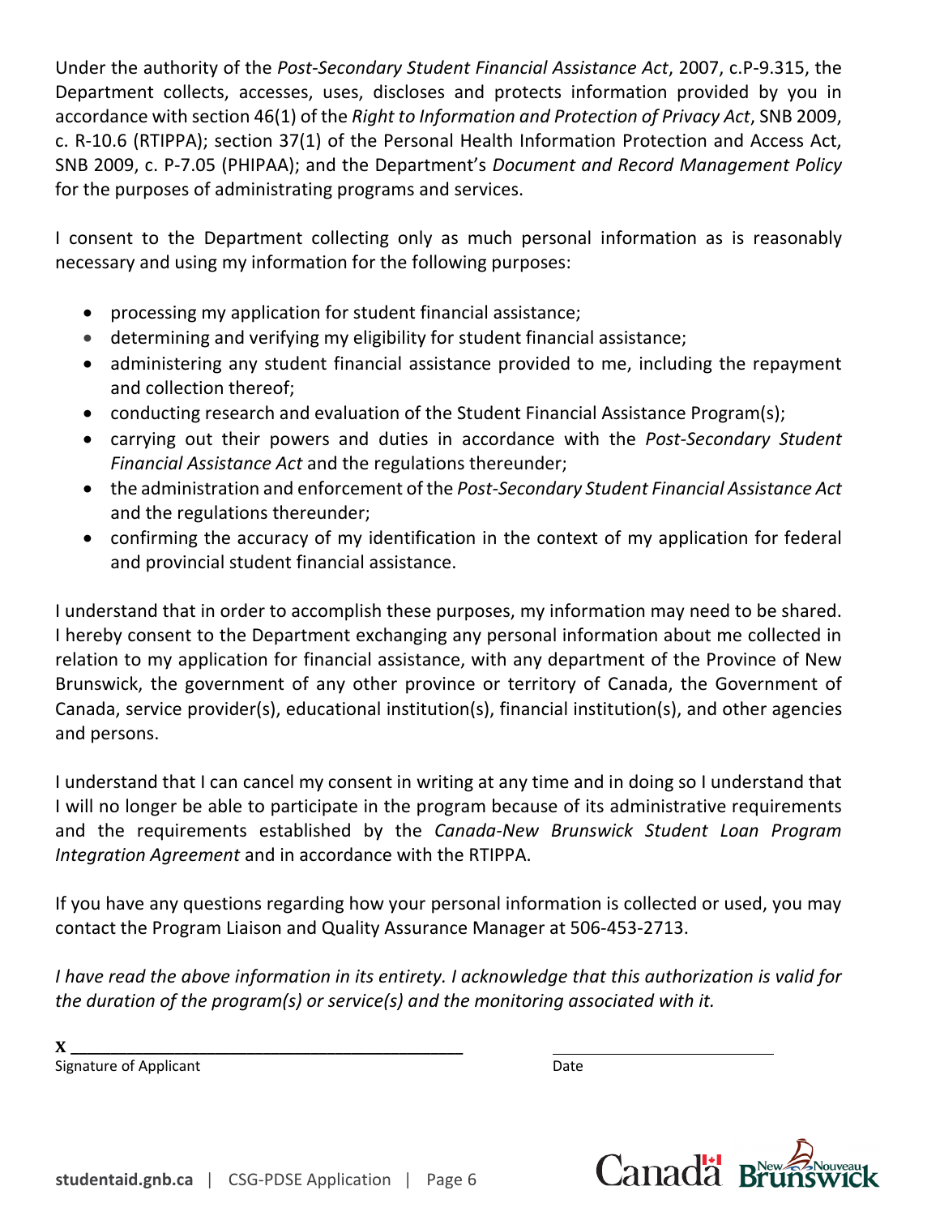Under the authority of the *Post-Secondary Student Financial Assistance Act*, 2007, c.P-9.315, the Department collects, accesses, uses, discloses and protects information provided by you in accordance with section 46(1) of the *Right to Information and Protection of Privacy Act*, SNB 2009, c. R-10.6 (RTIPPA); section 37(1) of the Personal Health Information Protection and Access Act, SNB 2009, c. P-7.05 (PHIPAA); and the Department's *Document and Record Management Policy* for the purposes of administrating programs and services.

I consent to the Department collecting only as much personal information as is reasonably necessary and using my information for the following purposes:

- processing my application for student financial assistance;
- determining and verifying my eligibility for student financial assistance;
- administering any student financial assistance provided to me, including the repayment and collection thereof;
- conducting research and evaluation of the Student Financial Assistance Program(s);
- carrying out their powers and duties in accordance with the *Post-Secondary Student Financial Assistance Act* and the regulations thereunder;
- the administration and enforcement of the *Post-Secondary Student Financial Assistance Act* and the regulations thereunder;
- confirming the accuracy of my identification in the context of my application for federal and provincial student financial assistance.

I understand that in order to accomplish these purposes, my information may need to be shared. I hereby consent to the Department exchanging any personal information about me collected in relation to my application for financial assistance, with any department of the Province of New Brunswick, the government of any other province or territory of Canada, the Government of Canada, service provider(s), educational institution(s), financial institution(s), and other agencies and persons.

I understand that I can cancel my consent in writing at any time and in doing so I understand that I will no longer be able to participate in the program because of its administrative requirements and the requirements established by the *Canada-New Brunswick Student Loan Program Integration Agreement* and in accordance with the RTIPPA.

If you have any questions regarding how your personal information is collected or used, you may contact the Program Liaison and Quality Assurance Manager at 506-453-2713.

*I have read the above information in its entirety. I acknowledge that this authorization is valid for the duration of the program(s) or service(s) and the monitoring associated with it.*

X \_\_\_\_\_\_\_\_\_\_\_\_\_\_\_\_\_\_\_\_\_\_\_\_\_\_\_\_\_\_\_\_\_\_\_\_\_\_\_\_ \_\_\_\_\_\_\_\_\_\_\_\_\_\_\_\_\_\_\_\_\_\_\_\_

Signature of Applicant Date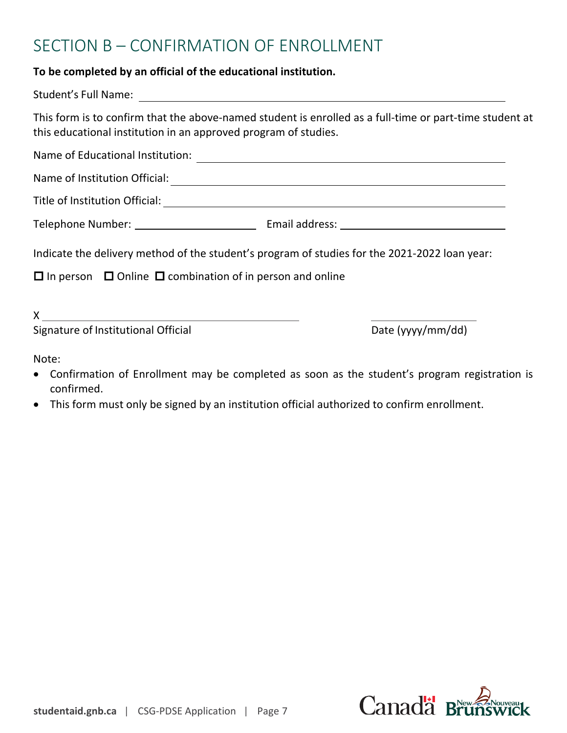# SECTION B – CONFIRMATION OF ENROLLMENT

**To be completed by an official of the educational institution.**

Student's Full Name: ______________________________________________

This form is to confirm that the above-named student is enrolled as a full-time or part-time student at this educational institution in an approved program of studies.

Name of Educational Institution: ______________________________________________

Name of Institution Official: ______________________________________________

Title of Institution Official: ______________________________________________

Telephone Number: ____________________ Email address: ____________________________

Indicate the delivery method of the student's program of studies for the 2021-2022 loan year:

☐ In person ☐ Online ☐ combination of in person and online

X ______________________________________ ____________________

Signature of Institutional Official Date (yyyy/mm/dd)

Note:

- Confirmation of Enrollment may be completed as soon as the student's program registration is confirmed.
- This form must only be signed by an institution official authorized to confirm enrollment.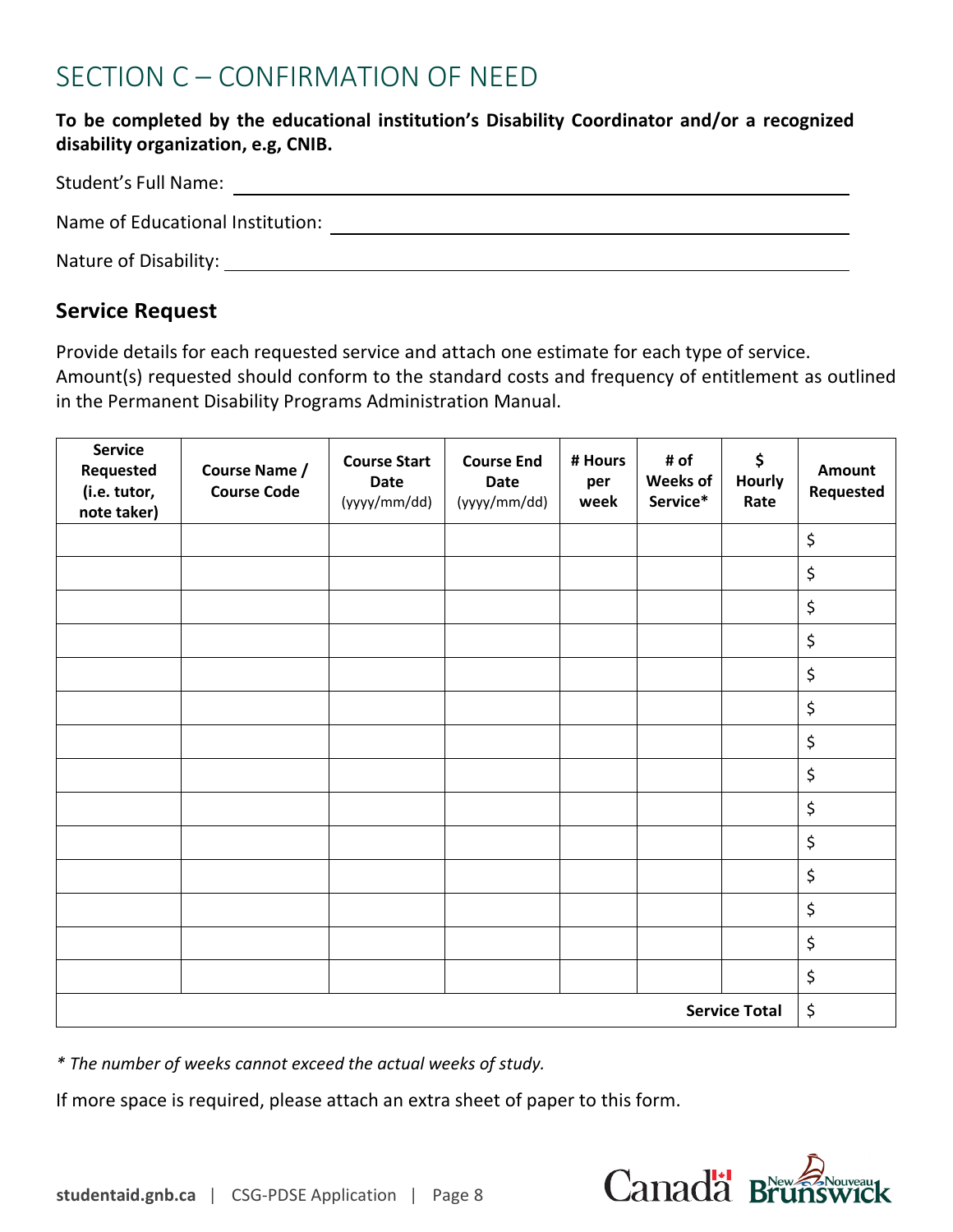# SECTION C – CONFIRMATION OF NEED

**To be completed by the educational institution's Disability Coordinator and/or a recognized disability organization, e.g, CNIB.**

Student's Full Name: ______________________________

Name of Educational Institution: ______________________________

Nature of Disability: ______________________________

## Service Request

Provide details for each requested service and attach one estimate for each type of service. Amount(s) requested should conform to the standard costs and frequency of entitlement as outlined in the Permanent Disability Programs Administration Manual.

| Service Requested (i.e. tutor, note taker) | Course Name / Course Code | Course Start Date (yyyy/mm/dd) | Course End Date (yyyy/mm/dd) | # Hours per week | # of Weeks of Service* | $ Hourly Rate | Amount Requested |
|---|---|---|---|---|---|---|---|
| | | | | | | | $ |
| | | | | | | | $ |
| | | | | | | | $ |
| | | | | | | | $ |
| | | | | | | | $ |
| | | | | | | | $ |
| | | | | | | | $ |
| | | | | | | | $ |
| | | | | | | | $ |
| | | | | | | | $ |
| | | | | | | | $ |
| | | | | | | | $ |
| | | | | | | | $ |
| | | | | | | | $ |
| | | | | | | **Service Total** | $ |

*\* The number of weeks cannot exceed the actual weeks of study.*

If more space is required, please attach an extra sheet of paper to this form.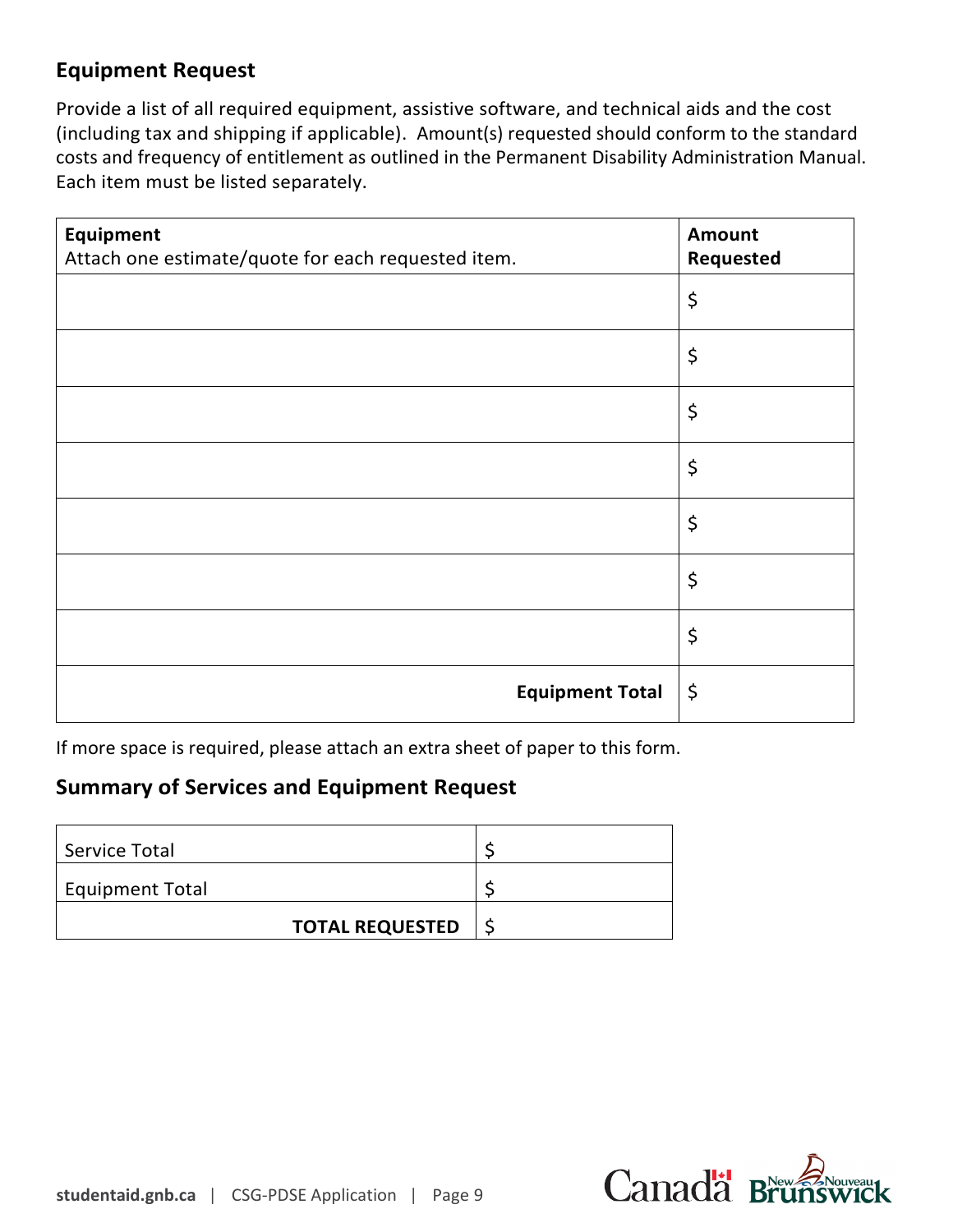## Equipment Request

Provide a list of all required equipment, assistive software, and technical aids and the cost (including tax and shipping if applicable). Amount(s) requested should conform to the standard costs and frequency of entitlement as outlined in the Permanent Disability Administration Manual. Each item must be listed separately.

| **Equipment**<br>Attach one estimate/quote for each requested item. | **Amount Requested** |
|---|---|
| | $ |
| | $ |
| | $ |
| | $ |
| | $ |
| | $ |
| | $ |
| **Equipment Total** | $ |

If more space is required, please attach an extra sheet of paper to this form.

## Summary of Services and Equipment Request

| | |
|---|---|
| Service Total | $ |
| Equipment Total | $ |
| **TOTAL REQUESTED** | $ |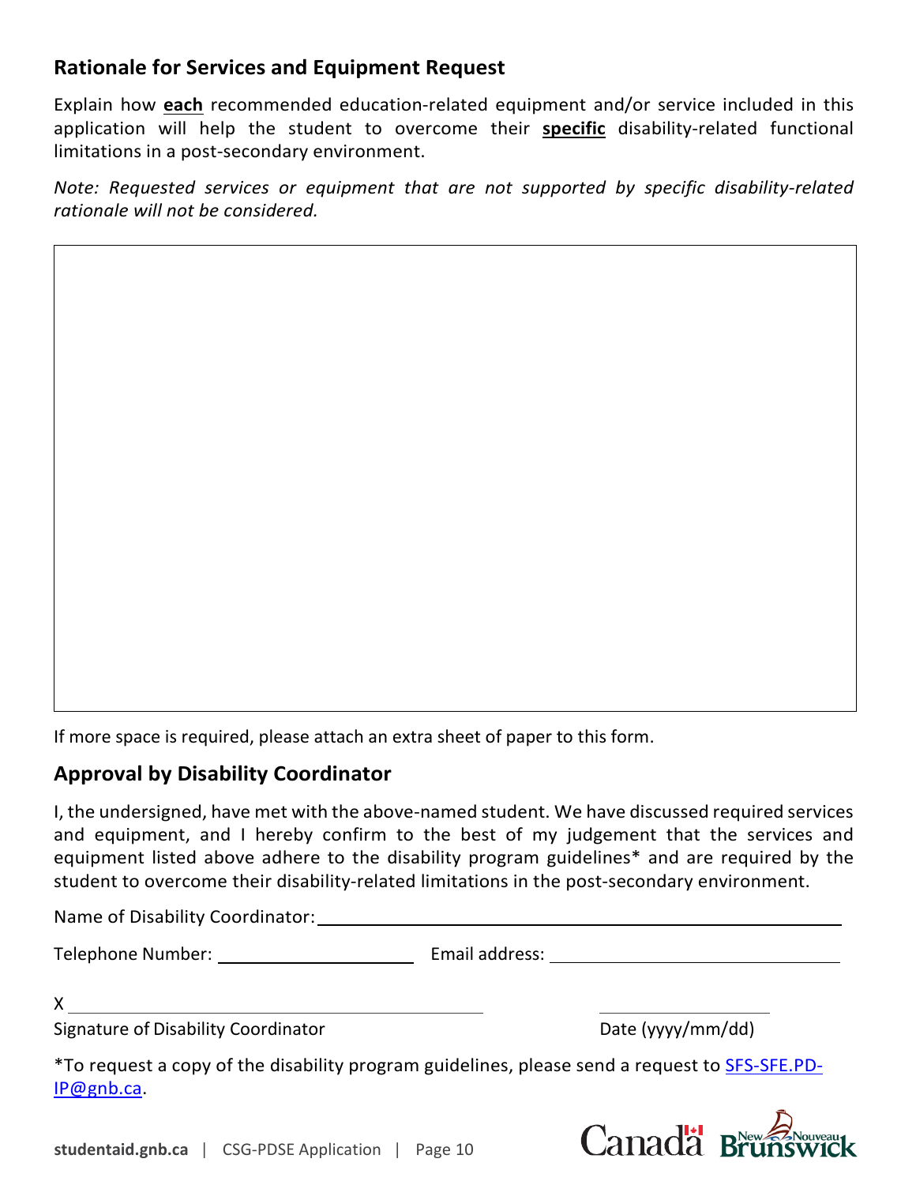## Rationale for Services and Equipment Request

Explain how **each** recommended education-related equipment and/or service included in this application will help the student to overcome their **specific** disability-related functional limitations in a post-secondary environment.

*Note: Requested services or equipment that are not supported by specific disability-related rationale will not be considered.*

If more space is required, please attach an extra sheet of paper to this form.

## Approval by Disability Coordinator

I, the undersigned, have met with the above-named student. We have discussed required services and equipment, and I hereby confirm to the best of my judgement that the services and equipment listed above adhere to the disability program guidelines* and are required by the student to overcome their disability-related limitations in the post-secondary environment.

Name of Disability Coordinator: ______________________________

Telephone Number: ____________________ Email address: ____________________

X ______________________________ ____________________

Signature of Disability Coordinator Date (yyyy/mm/dd)

*To request a copy of the disability program guidelines, please send a request to SFS-SFE.PD-IP@gnb.ca.